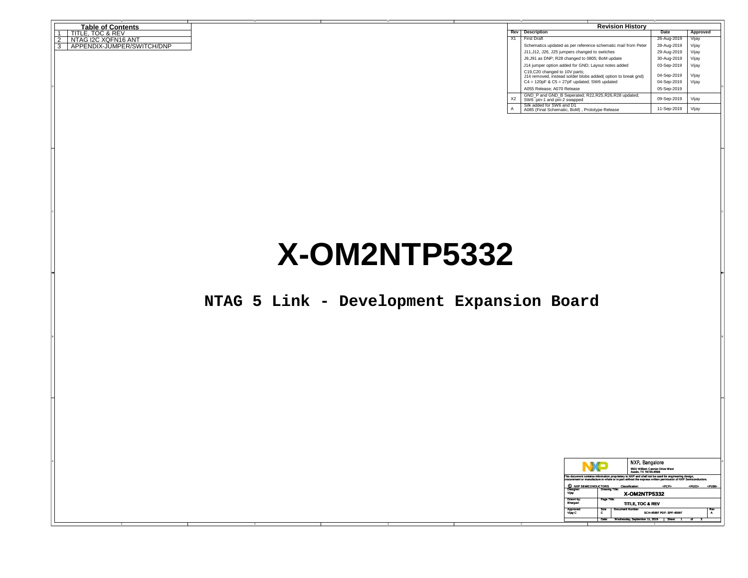## Table of Contents

| # | Title |
|---|---|
| 1 | TITLE, TOC & REV |
| 2 | NTAG I2C XQFN16 ANT |
| 3 | APPENDIX-JUMPER/SWITCH/DNP |

## Revision History

| Rev | Description | Date | Approved |
|---|---|---|---|
| X1 | First Draft | 26-Aug-2019 | Vijay |
| | Schematics updated as per reference schematic mail from Peter | 28-Aug-2019 | Vijay |
| | J11,J12, J26, J25 jumpers changed to switches | 29-Aug-2019 | Vijay |
| | J9,J91 as DNP; R28 changed to 0805; BoM update | 30-Aug-2019 | Vijay |
| | J14 jumper option added for GND; Layout notes added | 03-Sep-2019 | Vijay |
| | C19,C20 changed to 10V parts; J14 removed, instead solder blobs added( option to break gnd) | 04-Sep-2019 | Vijay |
| | C4 = 120pF & C5 = 27pF updated; SW6 updated | 04-Sep-2019 | Vijay |
| | A055 Release; A070 Release | 05-Sep-2019 | |
| X2 | GND_P and GND_B Seperated; R22,R25,R26,R28 updated; SW6 :pin-1 and pin-2 swapped | 09-Sep-2019 | Vijay |
| A | Silk added for SW6 and D1 A085 (Final Schematic, BoM) , Prototype Release | 11-Sep-2019 | Vijay |

# X-OM2NTP5332

## NTAG 5 Link - Development Expansion Board

NXP, Bangalore
6501 William Cannon Drive West
Austin, TX 78735-8598

This document contains information proprietary to NXP and shall not be used for engineering design, procurement or manufacture in whole or in part without the express written permission of NXP Semiconductors.

© NXP SEMICONDUCTORS | Classification: <FCP> <FIUO> <PUBI>

| | |
|---|---|
| Designer: Vijay | Drawing Title: X-OM2NTP5332 |
| Drawn by: Bhargavi | Page Title: TITLE, TOC & REV |
| Approved: Vijay C | Size: C — Document Number: SCH-45997 PDF: SPF-45997 — Rev: A |
| | Date: Wednesday, September 11, 2019 — Sheet 1 of 3 |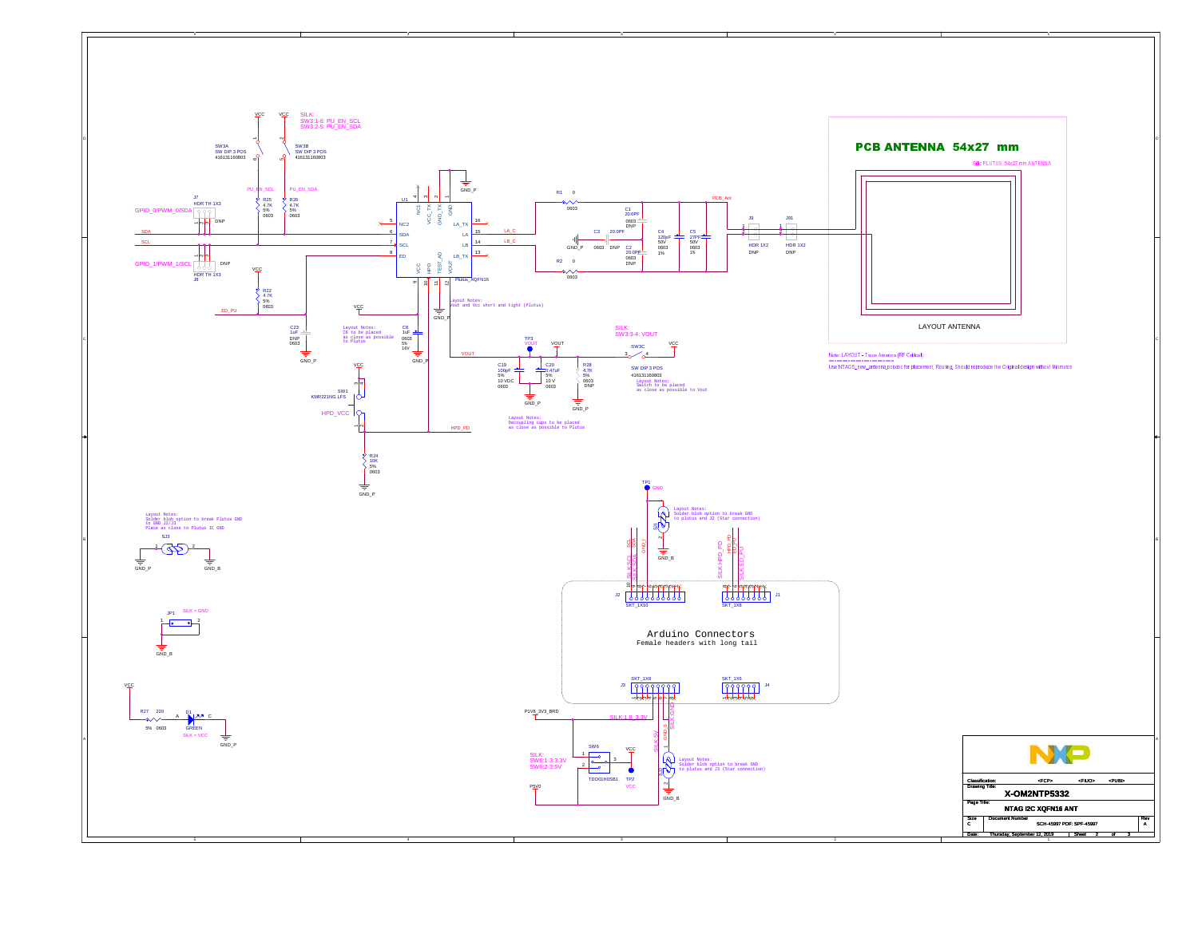SILK:
SW3:1-6: PU_EN_SCL
SW3:2-5: PU_EN_SDA

## PCB ANTENNA 54x27 mm

Silk: PLUTUS 54x27 mm ANTENNA

LAYOUT ANTENNA

Note: LAYOUT - Trace Antenna (RF Critical)

Use NTAG5_new_antenna.pcbdoc for placement, Routing. Should reproduce the Original design without Mismatch

Layout Notes:
Vout and Vcc short and tight (Plutus)

Layout Notes:
C8 to be placed
as close as possible
to Plutus

SILK:
SW3:3-4: VOUT

Layout Notes:
Switch to be placed
as close as possible to Vout

Layout Notes:
Decoupling caps to be placed
as close as possible to Plutus

Layout Notes:
Solder blob option to break GND
to plutus and J2 (Star connection)

Layout Notes:
Solder blob option to break Plutus GND
to GND J2/J3
Place as close to Plutus IC GND

SILK = GND

SILK = VCC

Arduino Connectors
Female headers with long tail

SILK:
SW6:1-3:3.3V
SW6:2-3:5V

Layout Notes:
Solder blob option to break GND
to plutus and J3 (Star connection)

| | |
|---|---|
| Classification: | <FCP> <FIUO> <PUBI> |
| Drawing Title: | X-OM2NTP5332 |
| Page Title: | NTAG I2C XQFN16 ANT |
| Size | C |
| Document Number | SCH-45997 PDF: SPF-45997 |
| Rev | A |
| Date: | Thursday, September 12, 2019 |
| Sheet | 2 of 3 |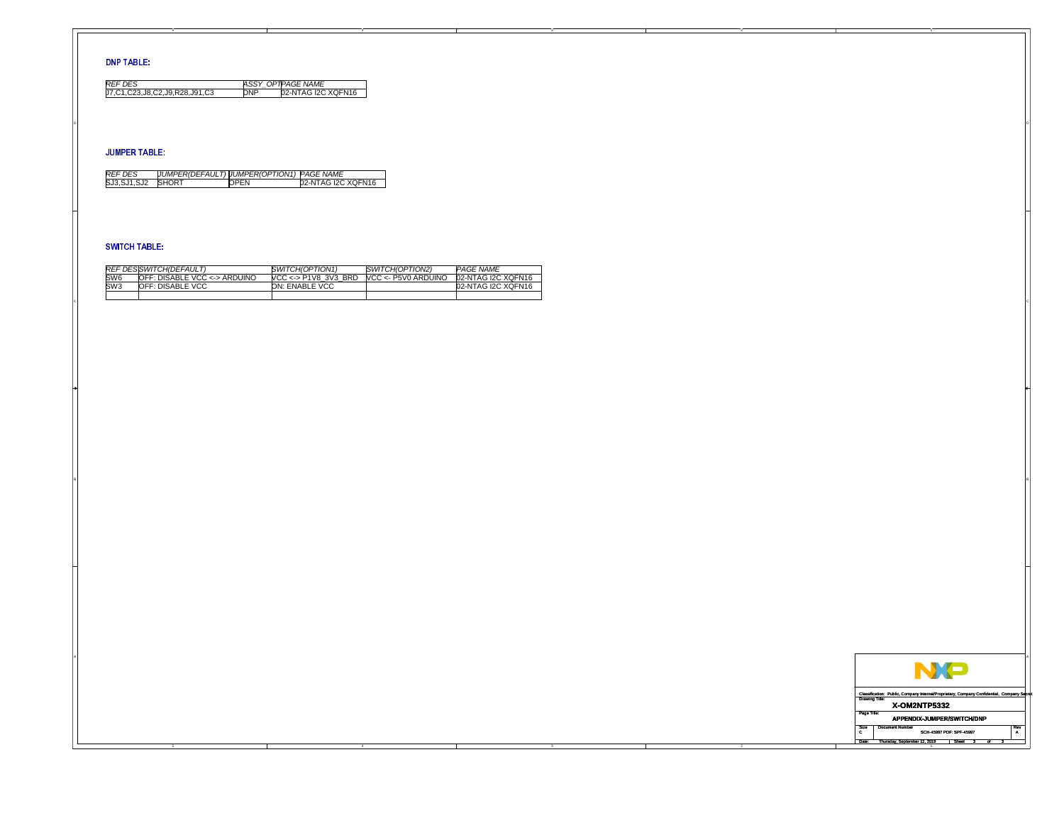## DNP TABLE:

| REF DES | ASSY_OPT | PAGE NAME |
|---|---|---|
| J7,C1,C23,J8,C2,J9,R28,J91,C3 | DNP | 02-NTAG I2C XQFN16 |

## JUMPER TABLE:

| REF DES | JUMPER(DEFAULT) | JUMPER(OPTION1) | PAGE NAME |
|---|---|---|---|
| SJ3,SJ1,SJ2 | SHORT | OPEN | 02-NTAG I2C XQFN16 |

## SWITCH TABLE:

| REF DES | SWITCH(DEFAULT) | SWITCH(OPTION1) | SWITCH(OPTION2) | PAGE NAME |
|---|---|---|---|---|
| SW6 | OFF: DISABLE VCC <-> ARDUINO | VCC <-> P1V8_3V3_BRD | VCC <- P5V0 ARDUINO | 02-NTAG I2C XQFN16 |
| SW3 | OFF: DISABLE VCC | ON: ENABLE VCC | | 02-NTAG I2C XQFN16 |
| | | | | |

NXP

Classification: Public, Company Internal/Proprietary, Company Confidential, Company Secret

Drawing Title: **X-OM2NTP5332**

Page Title: **APPENDIX-JUMPER/SWITCH/DNP**

Size: C

Document Number: SCH-45997 PDF: SPF-45997

Rev: A

Date: Thursday, September 12, 2019

Sheet 3 of 3